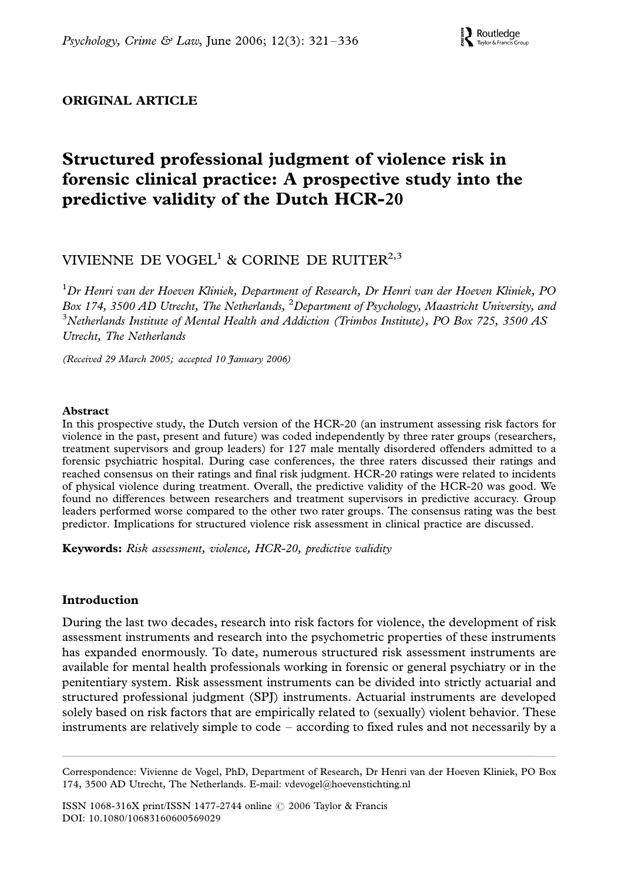**ORIGINAL ARTICLE**

# Structured professional judgment of violence risk in forensic clinical practice: A prospective study into the predictive validity of the Dutch HCR-20

VIVIENNE DE VOGEL[1] & CORINE DE RUITER[2,3]

[1]*Dr Henri van der Hoeven Kliniek, Department of Research, Dr Henri van der Hoeven Kliniek, PO Box 174, 3500 AD Utrecht, The Netherlands,* [2]*Department of Psychology, Maastricht University, and* [3]*Netherlands Institute of Mental Health and Addiction (Trimbos Institute), PO Box 725, 3500 AS Utrecht, The Netherlands*

*(Received 29 March 2005; accepted 10 January 2006)*

### Abstract

In this prospective study, the Dutch version of the HCR-20 (an instrument assessing risk factors for violence in the past, present and future) was coded independently by three rater groups (researchers, treatment supervisors and group leaders) for 127 male mentally disordered offenders admitted to a forensic psychiatric hospital. During case conferences, the three raters discussed their ratings and reached consensus on their ratings and final risk judgment. HCR-20 ratings were related to incidents of physical violence during treatment. Overall, the predictive validity of the HCR-20 was good. We found no differences between researchers and treatment supervisors in predictive accuracy. Group leaders performed worse compared to the other two rater groups. The consensus rating was the best predictor. Implications for structured violence risk assessment in clinical practice are discussed.

**Keywords:** *Risk assessment, violence, HCR-20, predictive validity*

## Introduction

During the last two decades, research into risk factors for violence, the development of risk assessment instruments and research into the psychometric properties of these instruments has expanded enormously. To date, numerous structured risk assessment instruments are available for mental health professionals working in forensic or general psychiatry or in the penitentiary system. Risk assessment instruments can be divided into strictly actuarial and structured professional judgment (SPJ) instruments. Actuarial instruments are developed solely based on risk factors that are empirically related to (sexually) violent behavior. These instruments are relatively simple to code – according to fixed rules and not necessarily by a

Correspondence: Vivienne de Vogel, PhD, Department of Research, Dr Henri van der Hoeven Kliniek, PO Box 174, 3500 AD Utrecht, The Netherlands. E-mail: vdevogel@hoevenstichting.nl

ISSN 1068-316X print/ISSN 1477-2744 online © 2006 Taylor & Francis
DOI: 10.1080/10683160600569029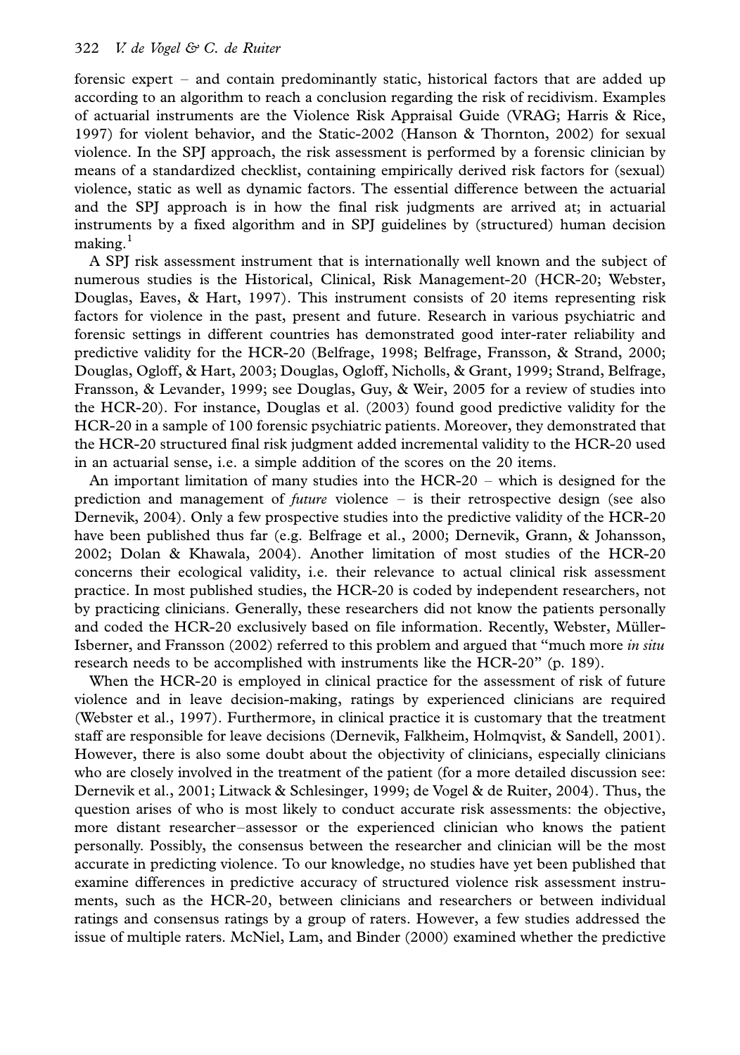forensic expert – and contain predominantly static, historical factors that are added up according to an algorithm to reach a conclusion regarding the risk of recidivism. Examples of actuarial instruments are the Violence Risk Appraisal Guide (VRAG; Harris & Rice, 1997) for violent behavior, and the Static-2002 (Hanson & Thornton, 2002) for sexual violence. In the SPJ approach, the risk assessment is performed by a forensic clinician by means of a standardized checklist, containing empirically derived risk factors for (sexual) violence, static as well as dynamic factors. The essential difference between the actuarial and the SPJ approach is in how the final risk judgments are arrived at; in actuarial instruments by a fixed algorithm and in SPJ guidelines by (structured) human decision making.[1]

A SPJ risk assessment instrument that is internationally well known and the subject of numerous studies is the Historical, Clinical, Risk Management-20 (HCR-20; Webster, Douglas, Eaves, & Hart, 1997). This instrument consists of 20 items representing risk factors for violence in the past, present and future. Research in various psychiatric and forensic settings in different countries has demonstrated good inter-rater reliability and predictive validity for the HCR-20 (Belfrage, 1998; Belfrage, Fransson, & Strand, 2000; Douglas, Ogloff, & Hart, 2003; Douglas, Ogloff, Nicholls, & Grant, 1999; Strand, Belfrage, Fransson, & Levander, 1999; see Douglas, Guy, & Weir, 2005 for a review of studies into the HCR-20). For instance, Douglas et al. (2003) found good predictive validity for the HCR-20 in a sample of 100 forensic psychiatric patients. Moreover, they demonstrated that the HCR-20 structured final risk judgment added incremental validity to the HCR-20 used in an actuarial sense, i.e. a simple addition of the scores on the 20 items.

An important limitation of many studies into the HCR-20 – which is designed for the prediction and management of *future* violence – is their retrospective design (see also Dernevik, 2004). Only a few prospective studies into the predictive validity of the HCR-20 have been published thus far (e.g. Belfrage et al., 2000; Dernevik, Grann, & Johansson, 2002; Dolan & Khawala, 2004). Another limitation of most studies of the HCR-20 concerns their ecological validity, i.e. their relevance to actual clinical risk assessment practice. In most published studies, the HCR-20 is coded by independent researchers, not by practicing clinicians. Generally, these researchers did not know the patients personally and coded the HCR-20 exclusively based on file information. Recently, Webster, Müller-Isberner, and Fransson (2002) referred to this problem and argued that "much more *in situ* research needs to be accomplished with instruments like the HCR-20" (p. 189).

When the HCR-20 is employed in clinical practice for the assessment of risk of future violence and in leave decision-making, ratings by experienced clinicians are required (Webster et al., 1997). Furthermore, in clinical practice it is customary that the treatment staff are responsible for leave decisions (Dernevik, Falkheim, Holmqvist, & Sandell, 2001). However, there is also some doubt about the objectivity of clinicians, especially clinicians who are closely involved in the treatment of the patient (for a more detailed discussion see: Dernevik et al., 2001; Litwack & Schlesinger, 1999; de Vogel & de Ruiter, 2004). Thus, the question arises of who is most likely to conduct accurate risk assessments: the objective, more distant researcher–assessor or the experienced clinician who knows the patient personally. Possibly, the consensus between the researcher and clinician will be the most accurate in predicting violence. To our knowledge, no studies have yet been published that examine differences in predictive accuracy of structured violence risk assessment instruments, such as the HCR-20, between clinicians and researchers or between individual ratings and consensus ratings by a group of raters. However, a few studies addressed the issue of multiple raters. McNiel, Lam, and Binder (2000) examined whether the predictive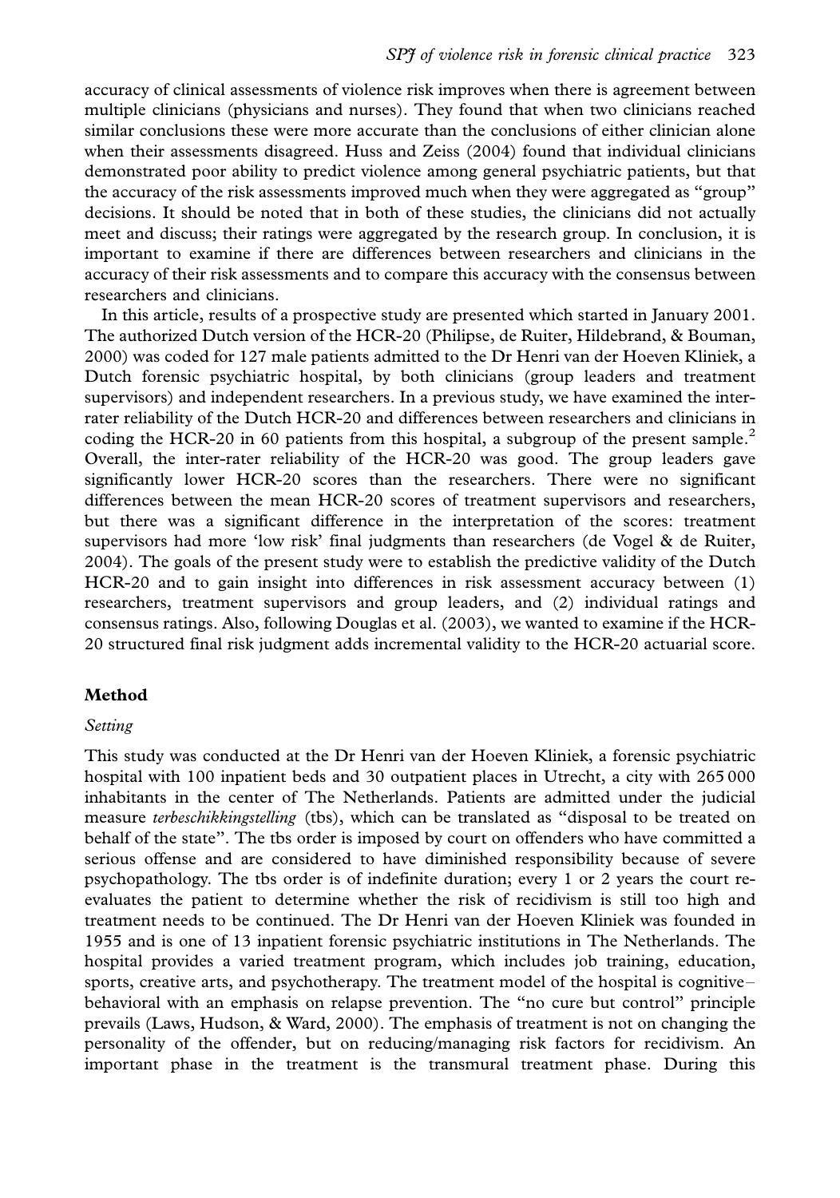accuracy of clinical assessments of violence risk improves when there is agreement between multiple clinicians (physicians and nurses). They found that when two clinicians reached similar conclusions these were more accurate than the conclusions of either clinician alone when their assessments disagreed. Huss and Zeiss (2004) found that individual clinicians demonstrated poor ability to predict violence among general psychiatric patients, but that the accuracy of the risk assessments improved much when they were aggregated as "group" decisions. It should be noted that in both of these studies, the clinicians did not actually meet and discuss; their ratings were aggregated by the research group. In conclusion, it is important to examine if there are differences between researchers and clinicians in the accuracy of their risk assessments and to compare this accuracy with the consensus between researchers and clinicians.

In this article, results of a prospective study are presented which started in January 2001. The authorized Dutch version of the HCR-20 (Philipse, de Ruiter, Hildebrand, & Bouman, 2000) was coded for 127 male patients admitted to the Dr Henri van der Hoeven Kliniek, a Dutch forensic psychiatric hospital, by both clinicians (group leaders and treatment supervisors) and independent researchers. In a previous study, we have examined the inter-rater reliability of the Dutch HCR-20 and differences between researchers and clinicians in coding the HCR-20 in 60 patients from this hospital, a subgroup of the present sample.[2] Overall, the inter-rater reliability of the HCR-20 was good. The group leaders gave significantly lower HCR-20 scores than the researchers. There were no significant differences between the mean HCR-20 scores of treatment supervisors and researchers, but there was a significant difference in the interpretation of the scores: treatment supervisors had more 'low risk' final judgments than researchers (de Vogel & de Ruiter, 2004). The goals of the present study were to establish the predictive validity of the Dutch HCR-20 and to gain insight into differences in risk assessment accuracy between (1) researchers, treatment supervisors and group leaders, and (2) individual ratings and consensus ratings. Also, following Douglas et al. (2003), we wanted to examine if the HCR-20 structured final risk judgment adds incremental validity to the HCR-20 actuarial score.

## Method

### *Setting*

This study was conducted at the Dr Henri van der Hoeven Kliniek, a forensic psychiatric hospital with 100 inpatient beds and 30 outpatient places in Utrecht, a city with 265 000 inhabitants in the center of The Netherlands. Patients are admitted under the judicial measure *terbeschikkingstelling* (tbs), which can be translated as "disposal to be treated on behalf of the state". The tbs order is imposed by court on offenders who have committed a serious offense and are considered to have diminished responsibility because of severe psychopathology. The tbs order is of indefinite duration; every 1 or 2 years the court re-evaluates the patient to determine whether the risk of recidivism is still too high and treatment needs to be continued. The Dr Henri van der Hoeven Kliniek was founded in 1955 and is one of 13 inpatient forensic psychiatric institutions in The Netherlands. The hospital provides a varied treatment program, which includes job training, education, sports, creative arts, and psychotherapy. The treatment model of the hospital is cognitive–behavioral with an emphasis on relapse prevention. The "no cure but control" principle prevails (Laws, Hudson, & Ward, 2000). The emphasis of treatment is not on changing the personality of the offender, but on reducing/managing risk factors for recidivism. An important phase in the treatment is the transmural treatment phase. During this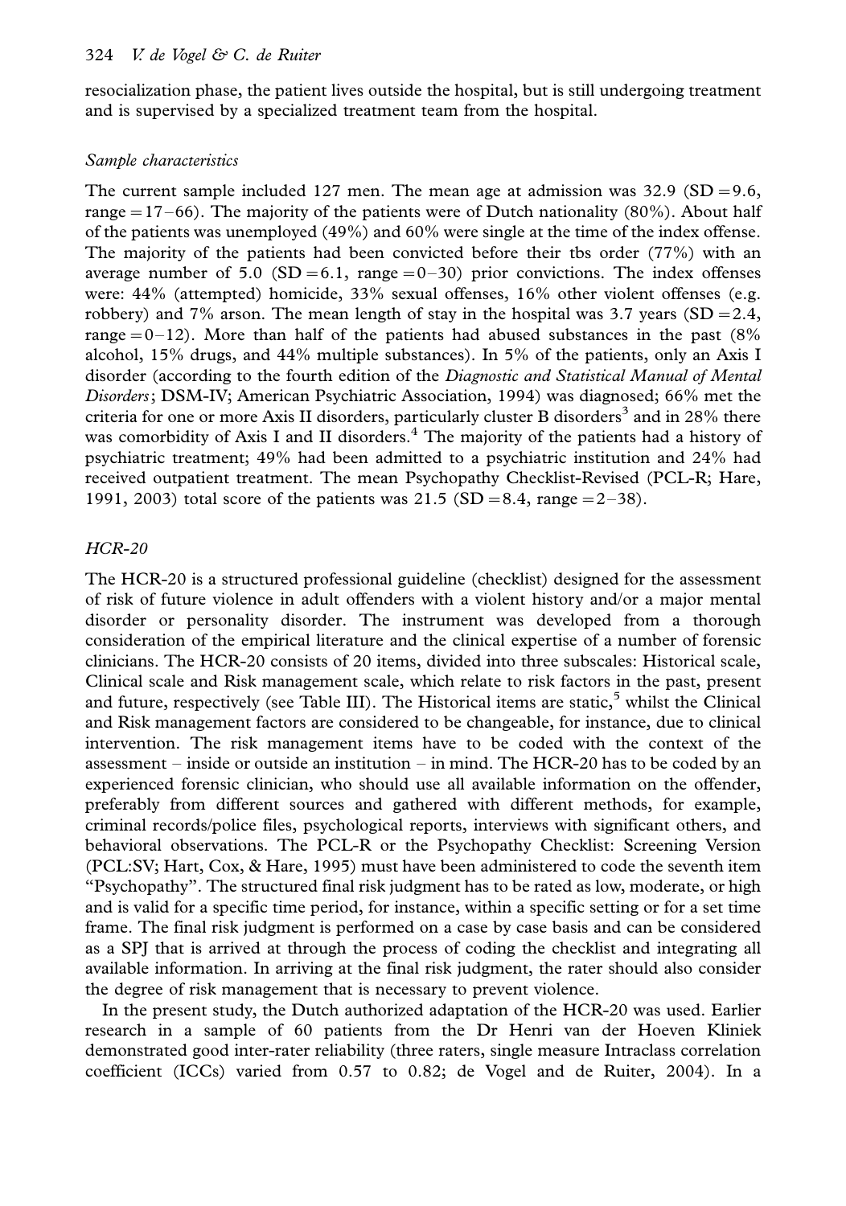resocialization phase, the patient lives outside the hospital, but is still undergoing treatment and is supervised by a specialized treatment team from the hospital.

### *Sample characteristics*

The current sample included 127 men. The mean age at admission was 32.9 (SD = 9.6, range = 17–66). The majority of the patients were of Dutch nationality (80%). About half of the patients was unemployed (49%) and 60% were single at the time of the index offense. The majority of the patients had been convicted before their tbs order (77%) with an average number of 5.0 (SD = 6.1, range = 0–30) prior convictions. The index offenses were: 44% (attempted) homicide, 33% sexual offenses, 16% other violent offenses (e.g. robbery) and 7% arson. The mean length of stay in the hospital was 3.7 years (SD = 2.4, range = 0–12). More than half of the patients had abused substances in the past (8% alcohol, 15% drugs, and 44% multiple substances). In 5% of the patients, only an Axis I disorder (according to the fourth edition of the *Diagnostic and Statistical Manual of Mental Disorders*; DSM-IV; American Psychiatric Association, 1994) was diagnosed; 66% met the criteria for one or more Axis II disorders, particularly cluster B disorders[3] and in 28% there was comorbidity of Axis I and II disorders.[4] The majority of the patients had a history of psychiatric treatment; 49% had been admitted to a psychiatric institution and 24% had received outpatient treatment. The mean Psychopathy Checklist-Revised (PCL-R; Hare, 1991, 2003) total score of the patients was 21.5 (SD = 8.4, range = 2–38).

### *HCR-20*

The HCR-20 is a structured professional guideline (checklist) designed for the assessment of risk of future violence in adult offenders with a violent history and/or a major mental disorder or personality disorder. The instrument was developed from a thorough consideration of the empirical literature and the clinical expertise of a number of forensic clinicians. The HCR-20 consists of 20 items, divided into three subscales: Historical scale, Clinical scale and Risk management scale, which relate to risk factors in the past, present and future, respectively (see Table III). The Historical items are static,[5] whilst the Clinical and Risk management factors are considered to be changeable, for instance, due to clinical intervention. The risk management items have to be coded with the context of the assessment – inside or outside an institution – in mind. The HCR-20 has to be coded by an experienced forensic clinician, who should use all available information on the offender, preferably from different sources and gathered with different methods, for example, criminal records/police files, psychological reports, interviews with significant others, and behavioral observations. The PCL-R or the Psychopathy Checklist: Screening Version (PCL:SV; Hart, Cox, & Hare, 1995) must have been administered to code the seventh item "Psychopathy". The structured final risk judgment has to be rated as low, moderate, or high and is valid for a specific time period, for instance, within a specific setting or for a set time frame. The final risk judgment is performed on a case by case basis and can be considered as a SPJ that is arrived at through the process of coding the checklist and integrating all available information. In arriving at the final risk judgment, the rater should also consider the degree of risk management that is necessary to prevent violence.

In the present study, the Dutch authorized adaptation of the HCR-20 was used. Earlier research in a sample of 60 patients from the Dr Henri van der Hoeven Kliniek demonstrated good inter-rater reliability (three raters, single measure Intraclass correlation coefficient (ICCs) varied from 0.57 to 0.82; de Vogel and de Ruiter, 2004). In a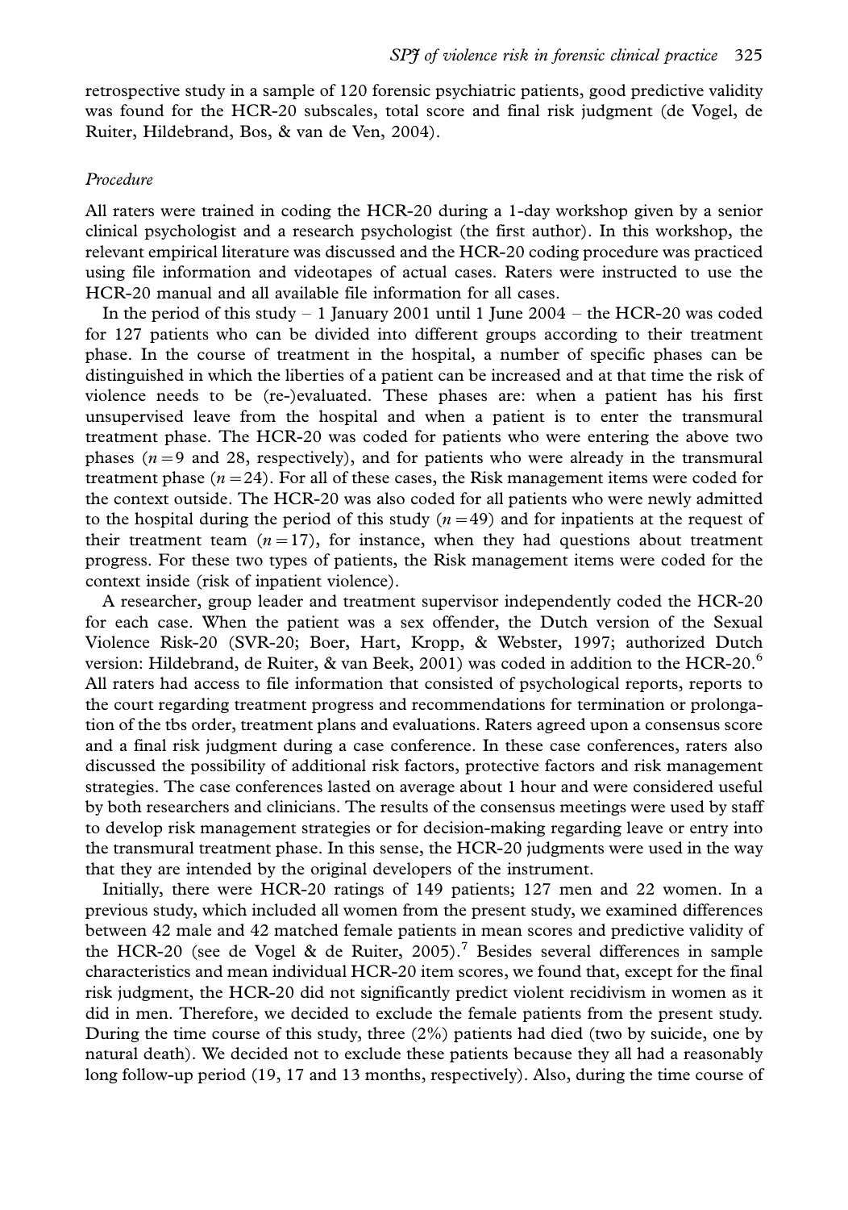retrospective study in a sample of 120 forensic psychiatric patients, good predictive validity was found for the HCR-20 subscales, total score and final risk judgment (de Vogel, de Ruiter, Hildebrand, Bos, & van de Ven, 2004).

### *Procedure*

All raters were trained in coding the HCR-20 during a 1-day workshop given by a senior clinical psychologist and a research psychologist (the first author). In this workshop, the relevant empirical literature was discussed and the HCR-20 coding procedure was practiced using file information and videotapes of actual cases. Raters were instructed to use the HCR-20 manual and all available file information for all cases.

In the period of this study – 1 January 2001 until 1 June 2004 – the HCR-20 was coded for 127 patients who can be divided into different groups according to their treatment phase. In the course of treatment in the hospital, a number of specific phases can be distinguished in which the liberties of a patient can be increased and at that time the risk of violence needs to be (re-)evaluated. These phases are: when a patient has his first unsupervised leave from the hospital and when a patient is to enter the transmural treatment phase. The HCR-20 was coded for patients who were entering the above two phases ($n = 9$ and 28, respectively), and for patients who were already in the transmural treatment phase ($n = 24$). For all of these cases, the Risk management items were coded for the context outside. The HCR-20 was also coded for all patients who were newly admitted to the hospital during the period of this study ($n = 49$) and for inpatients at the request of their treatment team ($n = 17$), for instance, when they had questions about treatment progress. For these two types of patients, the Risk management items were coded for the context inside (risk of inpatient violence).

A researcher, group leader and treatment supervisor independently coded the HCR-20 for each case. When the patient was a sex offender, the Dutch version of the Sexual Violence Risk-20 (SVR-20; Boer, Hart, Kropp, & Webster, 1997; authorized Dutch version: Hildebrand, de Ruiter, & van Beek, 2001) was coded in addition to the HCR-20.[6] All raters had access to file information that consisted of psychological reports, reports to the court regarding treatment progress and recommendations for termination or prolongation of the tbs order, treatment plans and evaluations. Raters agreed upon a consensus score and a final risk judgment during a case conference. In these case conferences, raters also discussed the possibility of additional risk factors, protective factors and risk management strategies. The case conferences lasted on average about 1 hour and were considered useful by both researchers and clinicians. The results of the consensus meetings were used by staff to develop risk management strategies or for decision-making regarding leave or entry into the transmural treatment phase. In this sense, the HCR-20 judgments were used in the way that they are intended by the original developers of the instrument.

Initially, there were HCR-20 ratings of 149 patients; 127 men and 22 women. In a previous study, which included all women from the present study, we examined differences between 42 male and 42 matched female patients in mean scores and predictive validity of the HCR-20 (see de Vogel & de Ruiter, 2005).[7] Besides several differences in sample characteristics and mean individual HCR-20 item scores, we found that, except for the final risk judgment, the HCR-20 did not significantly predict violent recidivism in women as it did in men. Therefore, we decided to exclude the female patients from the present study. During the time course of this study, three (2%) patients had died (two by suicide, one by natural death). We decided not to exclude these patients because they all had a reasonably long follow-up period (19, 17 and 13 months, respectively). Also, during the time course of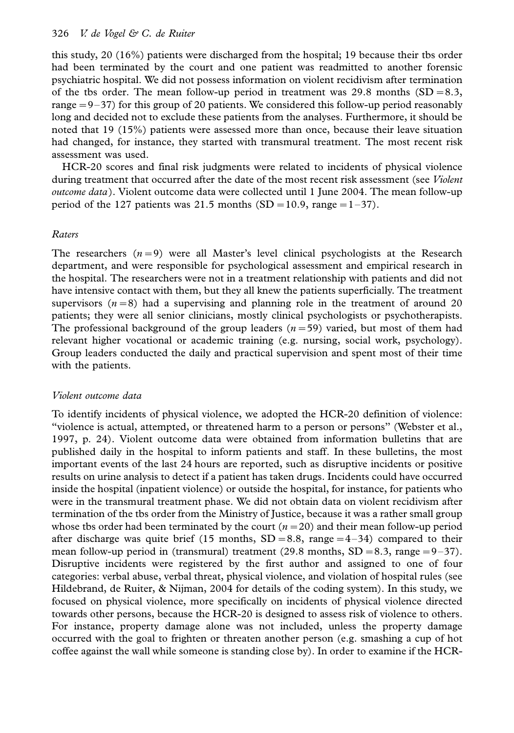this study, 20 (16%) patients were discharged from the hospital; 19 because their tbs order had been terminated by the court and one patient was readmitted to another forensic psychiatric hospital. We did not possess information on violent recidivism after termination of the tbs order. The mean follow-up period in treatment was 29.8 months (SD = 8.3, range = 9–37) for this group of 20 patients. We considered this follow-up period reasonably long and decided not to exclude these patients from the analyses. Furthermore, it should be noted that 19 (15%) patients were assessed more than once, because their leave situation had changed, for instance, they started with transmural treatment. The most recent risk assessment was used.

HCR-20 scores and final risk judgments were related to incidents of physical violence during treatment that occurred after the date of the most recent risk assessment (see *Violent outcome data*). Violent outcome data were collected until 1 June 2004. The mean follow-up period of the 127 patients was 21.5 months (SD = 10.9, range = 1–37).

### *Raters*

The researchers ($n = 9$) were all Master's level clinical psychologists at the Research department, and were responsible for psychological assessment and empirical research in the hospital. The researchers were not in a treatment relationship with patients and did not have intensive contact with them, but they all knew the patients superficially. The treatment supervisors ($n = 8$) had a supervising and planning role in the treatment of around 20 patients; they were all senior clinicians, mostly clinical psychologists or psychotherapists. The professional background of the group leaders ($n = 59$) varied, but most of them had relevant higher vocational or academic training (e.g. nursing, social work, psychology). Group leaders conducted the daily and practical supervision and spent most of their time with the patients.

### *Violent outcome data*

To identify incidents of physical violence, we adopted the HCR-20 definition of violence: "violence is actual, attempted, or threatened harm to a person or persons" (Webster et al., 1997, p. 24). Violent outcome data were obtained from information bulletins that are published daily in the hospital to inform patients and staff. In these bulletins, the most important events of the last 24 hours are reported, such as disruptive incidents or positive results on urine analysis to detect if a patient has taken drugs. Incidents could have occurred inside the hospital (inpatient violence) or outside the hospital, for instance, for patients who were in the transmural treatment phase. We did not obtain data on violent recidivism after termination of the tbs order from the Ministry of Justice, because it was a rather small group whose tbs order had been terminated by the court ($n = 20$) and their mean follow-up period after discharge was quite brief (15 months, SD = 8.8, range = 4–34) compared to their mean follow-up period in (transmural) treatment (29.8 months, SD = 8.3, range = 9–37). Disruptive incidents were registered by the first author and assigned to one of four categories: verbal abuse, verbal threat, physical violence, and violation of hospital rules (see Hildebrand, de Ruiter, & Nijman, 2004 for details of the coding system). In this study, we focused on physical violence, more specifically on incidents of physical violence directed towards other persons, because the HCR-20 is designed to assess risk of violence to others. For instance, property damage alone was not included, unless the property damage occurred with the goal to frighten or threaten another person (e.g. smashing a cup of hot coffee against the wall while someone is standing close by). In order to examine if the HCR-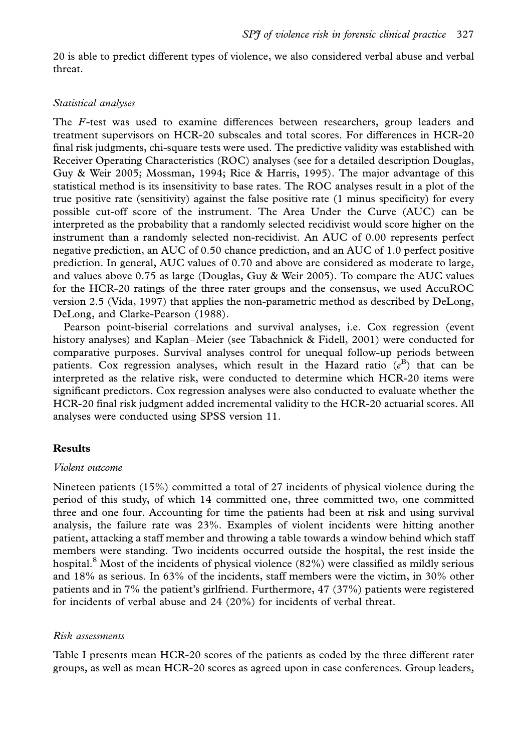20 is able to predict different types of violence, we also considered verbal abuse and verbal threat.

### *Statistical analyses*

The *F*-test was used to examine differences between researchers, group leaders and treatment supervisors on HCR-20 subscales and total scores. For differences in HCR-20 final risk judgments, chi-square tests were used. The predictive validity was established with Receiver Operating Characteristics (ROC) analyses (see for a detailed description Douglas, Guy & Weir 2005; Mossman, 1994; Rice & Harris, 1995). The major advantage of this statistical method is its insensitivity to base rates. The ROC analyses result in a plot of the true positive rate (sensitivity) against the false positive rate (1 minus specificity) for every possible cut-off score of the instrument. The Area Under the Curve (AUC) can be interpreted as the probability that a randomly selected recidivist would score higher on the instrument than a randomly selected non-recidivist. An AUC of 0.00 represents perfect negative prediction, an AUC of 0.50 chance prediction, and an AUC of 1.0 perfect positive prediction. In general, AUC values of 0.70 and above are considered as moderate to large, and values above 0.75 as large (Douglas, Guy & Weir 2005). To compare the AUC values for the HCR-20 ratings of the three rater groups and the consensus, we used AccuROC version 2.5 (Vida, 1997) that applies the non-parametric method as described by DeLong, DeLong, and Clarke-Pearson (1988).

Pearson point-biserial correlations and survival analyses, i.e. Cox regression (event history analyses) and Kaplan–Meier (see Tabachnick & Fidell, 2001) were conducted for comparative purposes. Survival analyses control for unequal follow-up periods between patients. Cox regression analyses, which result in the Hazard ratio ($e^{B}$) that can be interpreted as the relative risk, were conducted to determine which HCR-20 items were significant predictors. Cox regression analyses were also conducted to evaluate whether the HCR-20 final risk judgment added incremental validity to the HCR-20 actuarial scores. All analyses were conducted using SPSS version 11.

## Results

### *Violent outcome*

Nineteen patients (15%) committed a total of 27 incidents of physical violence during the period of this study, of which 14 committed one, three committed two, one committed three and one four. Accounting for time the patients had been at risk and using survival analysis, the failure rate was 23%. Examples of violent incidents were hitting another patient, attacking a staff member and throwing a table towards a window behind which staff members were standing. Two incidents occurred outside the hospital, the rest inside the hospital.[8] Most of the incidents of physical violence (82%) were classified as mildly serious and 18% as serious. In 63% of the incidents, staff members were the victim, in 30% other patients and in 7% the patient's girlfriend. Furthermore, 47 (37%) patients were registered for incidents of verbal abuse and 24 (20%) for incidents of verbal threat.

### *Risk assessments*

Table I presents mean HCR-20 scores of the patients as coded by the three different rater groups, as well as mean HCR-20 scores as agreed upon in case conferences. Group leaders,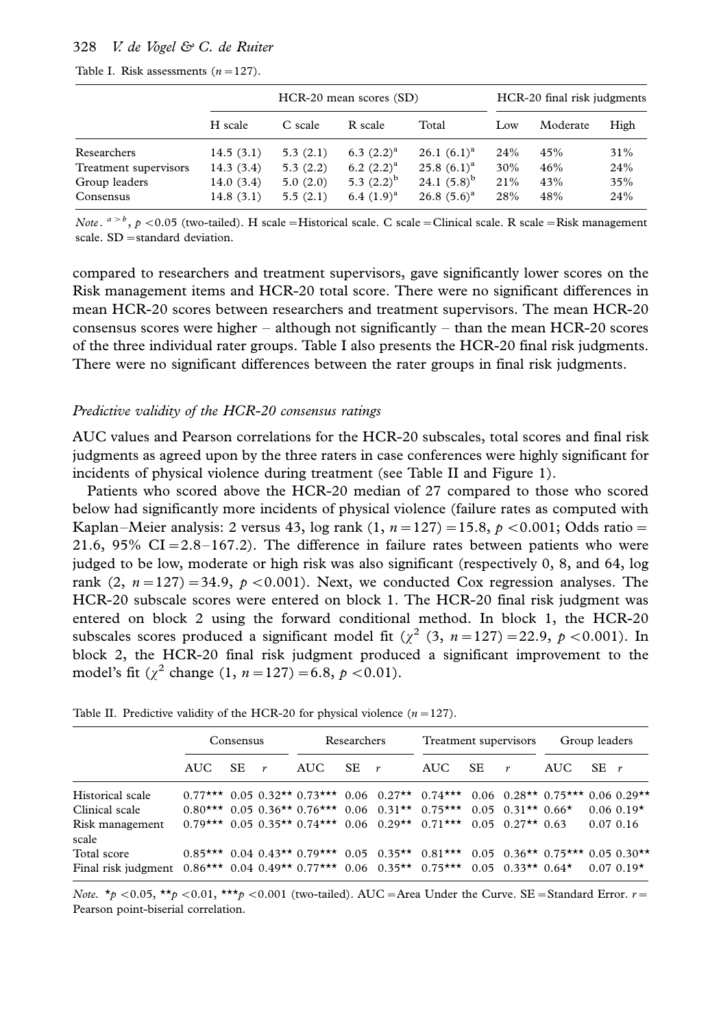Table I. Risk assessments ($n = 127$).

| | HCR-20 mean scores (SD) | | | | HCR-20 final risk judgments | | |
|---|---|---|---|---|---|---|---|
| | H scale | C scale | R scale | Total | Low | Moderate | High |
| Researchers | 14.5 (3.1) | 5.3 (2.1) | 6.3 (2.2)[a] | 26.1 (6.1)[a] | 24% | 45% | 31% |
| Treatment supervisors | 14.3 (3.4) | 5.3 (2.2) | 6.2 (2.2)[a] | 25.8 (6.1)[a] | 30% | 46% | 24% |
| Group leaders | 14.0 (3.4) | 5.0 (2.0) | 5.3 (2.2)[b] | 24.1 (5.8)[b] | 21% | 43% | 35% |
| Consensus | 14.8 (3.1) | 5.5 (2.1) | 6.4 (1.9)[a] | 26.8 (5.6)[a] | 28% | 48% | 24% |

*Note*. $^{a>b}$, $p < 0.05$ (two-tailed). H scale = Historical scale. C scale = Clinical scale. R scale = Risk management scale. SD = standard deviation.

compared to researchers and treatment supervisors, gave significantly lower scores on the Risk management items and HCR-20 total score. There were no significant differences in mean HCR-20 scores between researchers and treatment supervisors. The mean HCR-20 consensus scores were higher – although not significantly – than the mean HCR-20 scores of the three individual rater groups. Table I also presents the HCR-20 final risk judgments. There were no significant differences between the rater groups in final risk judgments.

### *Predictive validity of the HCR-20 consensus ratings*

AUC values and Pearson correlations for the HCR-20 subscales, total scores and final risk judgments as agreed upon by the three raters in case conferences were highly significant for incidents of physical violence during treatment (see Table II and Figure 1).

Patients who scored above the HCR-20 median of 27 compared to those who scored below had significantly more incidents of physical violence (failure rates as computed with Kaplan–Meier analysis: 2 versus 43, log rank ($1$, $n = 127$) $= 15.8$, $p < 0.001$; Odds ratio $= 21.6$, 95% CI $= 2.8$–$167.2$). The difference in failure rates between patients who were judged to be low, moderate or high risk was also significant (respectively 0, 8, and 64, log rank ($2$, $n = 127$) $= 34.9$, $p < 0.001$). Next, we conducted Cox regression analyses. The HCR-20 subscale scores were entered on block 1. The HCR-20 final risk judgment was entered on block 2 using the forward conditional method. In block 1, the HCR-20 subscales scores produced a significant model fit ($\chi^2$ ($3$, $n = 127$) $= 22.9$, $p < 0.001$). In block 2, the HCR-20 final risk judgment produced a significant improvement to the model's fit ($\chi^2$ change ($1$, $n = 127$) $= 6.8$, $p < 0.01$).

Table II. Predictive validity of the HCR-20 for physical violence ($n = 127$).

| | Consensus | | | Researchers | | | Treatment supervisors | | | Group leaders | | |
|---|---|---|---|---|---|---|---|---|---|---|---|---|
| | AUC | SE | *r* | AUC | SE | *r* | AUC | SE | *r* | AUC | SE | *r* |
| Historical scale | 0.77*** | 0.05 | 0.32** | 0.73*** | 0.06 | 0.27** | 0.74*** | 0.06 | 0.28** | 0.75*** | 0.06 | 0.29** |
| Clinical scale | 0.80*** | 0.05 | 0.36** | 0.76*** | 0.06 | 0.31** | 0.75*** | 0.05 | 0.31** | 0.66* | 0.06 | 0.19* |
| Risk management scale | 0.79*** | 0.05 | 0.35** | 0.74*** | 0.06 | 0.29** | 0.71*** | 0.05 | 0.27** | 0.63 | 0.07 | 0.16 |
| Total score | 0.85*** | 0.04 | 0.43** | 0.79*** | 0.05 | 0.35** | 0.81*** | 0.05 | 0.36** | 0.75*** | 0.05 | 0.30** |
| Final risk judgment | 0.86*** | 0.04 | 0.49** | 0.77*** | 0.06 | 0.35** | 0.75*** | 0.05 | 0.33** | 0.64* | 0.07 | 0.19* |

*Note*. *$p < 0.05$, **$p < 0.01$, ***$p < 0.001$ (two-tailed). AUC = Area Under the Curve. SE = Standard Error. $r$ = Pearson point-biserial correlation.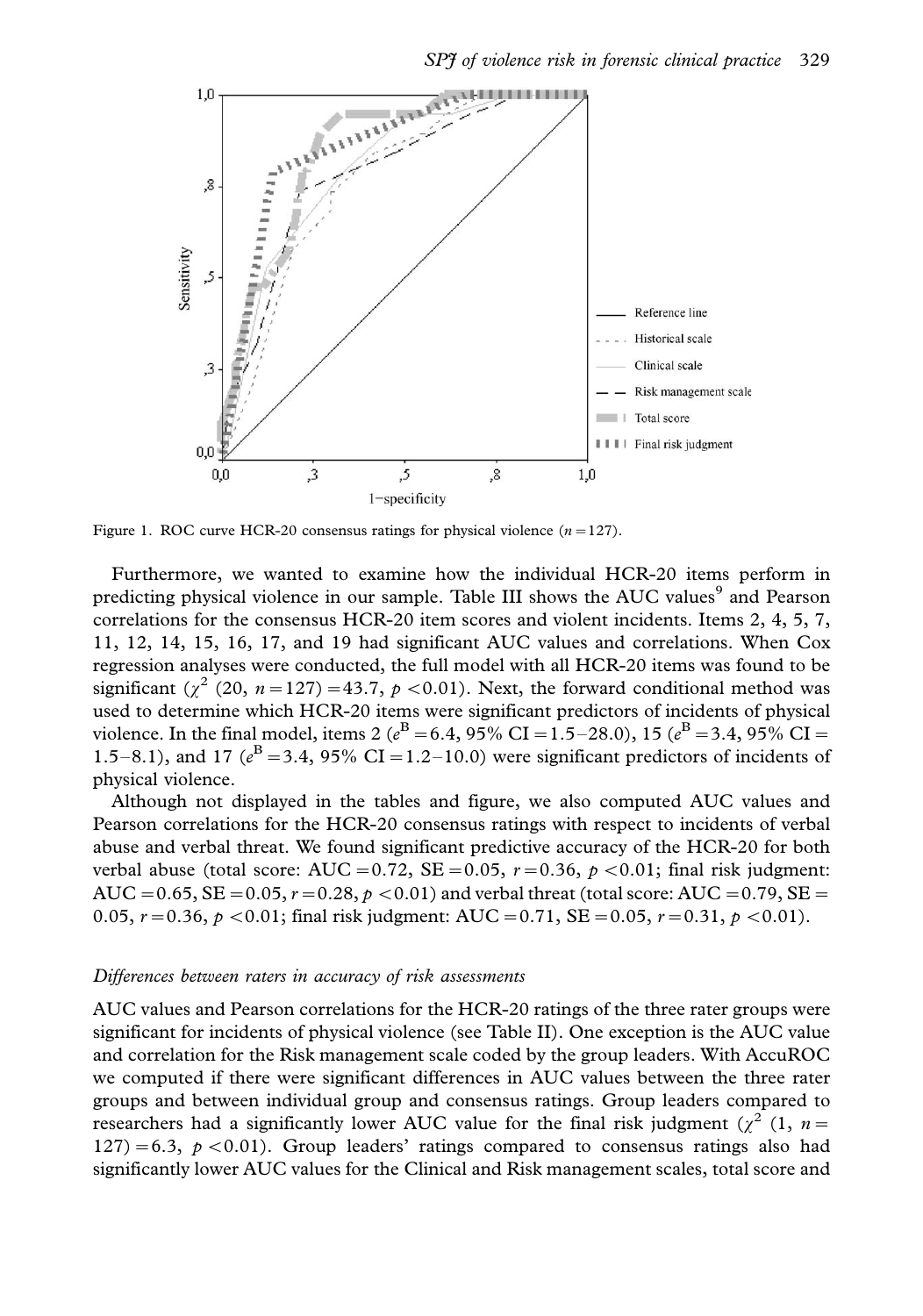Figure 1. ROC curve HCR-20 consensus ratings for physical violence ($n = 127$).

Furthermore, we wanted to examine how the individual HCR-20 items perform in predicting physical violence in our sample. Table III shows the AUC values[9] and Pearson correlations for the consensus HCR-20 item scores and violent incidents. Items 2, 4, 5, 7, 11, 12, 14, 15, 16, 17, and 19 had significant AUC values and correlations. When Cox regression analyses were conducted, the full model with all HCR-20 items was found to be significant ($\chi^2$ (20, $n = 127$) = 43.7, $p < 0.01$). Next, the forward conditional method was used to determine which HCR-20 items were significant predictors of incidents of physical violence. In the final model, items 2 ($e^B = 6.4$, 95% CI = 1.5–28.0), 15 ($e^B = 3.4$, 95% CI = 1.5–8.1), and 17 ($e^B = 3.4$, 95% CI = 1.2–10.0) were significant predictors of incidents of physical violence.

Although not displayed in the tables and figure, we also computed AUC values and Pearson correlations for the HCR-20 consensus ratings with respect to incidents of verbal abuse and verbal threat. We found significant predictive accuracy of the HCR-20 for both verbal abuse (total score: AUC = 0.72, SE = 0.05, $r = 0.36$, $p < 0.01$; final risk judgment: AUC = 0.65, SE = 0.05, $r = 0.28$, $p < 0.01$) and verbal threat (total score: AUC = 0.79, SE = 0.05, $r = 0.36$, $p < 0.01$; final risk judgment: AUC = 0.71, SE = 0.05, $r = 0.31$, $p < 0.01$).

*Differences between raters in accuracy of risk assessments*

AUC values and Pearson correlations for the HCR-20 ratings of the three rater groups were significant for incidents of physical violence (see Table II). One exception is the AUC value and correlation for the Risk management scale coded by the group leaders. With AccuROC we computed if there were significant differences in AUC values between the three rater groups and between individual group and consensus ratings. Group leaders compared to researchers had a significantly lower AUC value for the final risk judgment ($\chi^2$ (1, $n = 127$) = 6.3, $p < 0.01$). Group leaders' ratings compared to consensus ratings also had significantly lower AUC values for the Clinical and Risk management scales, total score and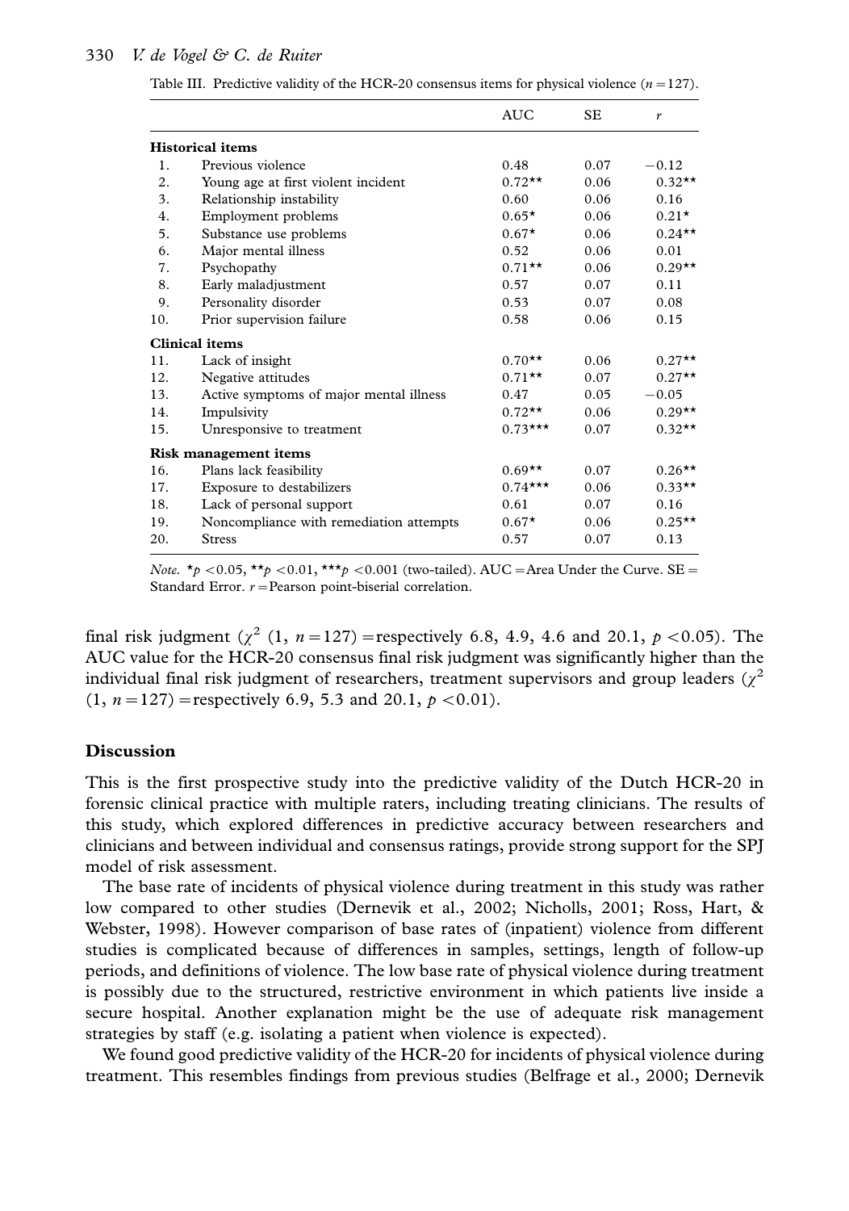Table III. Predictive validity of the HCR-20 consensus items for physical violence ($n = 127$).

| | | AUC | SE | $r$ |
|---|---|---|---|---|
| **Historical items** | | | | |
| 1. | Previous violence | 0.48 | 0.07 | −0.12 |
| 2. | Young age at first violent incident | 0.72** | 0.06 | 0.32** |
| 3. | Relationship instability | 0.60 | 0.06 | 0.16 |
| 4. | Employment problems | 0.65* | 0.06 | 0.21* |
| 5. | Substance use problems | 0.67* | 0.06 | 0.24** |
| 6. | Major mental illness | 0.52 | 0.06 | 0.01 |
| 7. | Psychopathy | 0.71** | 0.06 | 0.29** |
| 8. | Early maladjustment | 0.57 | 0.07 | 0.11 |
| 9. | Personality disorder | 0.53 | 0.07 | 0.08 |
| 10. | Prior supervision failure | 0.58 | 0.06 | 0.15 |
| **Clinical items** | | | | |
| 11. | Lack of insight | 0.70** | 0.06 | 0.27** |
| 12. | Negative attitudes | 0.71** | 0.07 | 0.27** |
| 13. | Active symptoms of major mental illness | 0.47 | 0.05 | −0.05 |
| 14. | Impulsivity | 0.72** | 0.06 | 0.29** |
| 15. | Unresponsive to treatment | 0.73*** | 0.07 | 0.32** |
| **Risk management items** | | | | |
| 16. | Plans lack feasibility | 0.69** | 0.07 | 0.26** |
| 17. | Exposure to destabilizers | 0.74*** | 0.06 | 0.33** |
| 18. | Lack of personal support | 0.61 | 0.07 | 0.16 |
| 19. | Noncompliance with remediation attempts | 0.67* | 0.06 | 0.25** |
| 20. | Stress | 0.57 | 0.07 | 0.13 |

*Note.* *$p < 0.05$, **$p < 0.01$, ***$p < 0.001$ (two-tailed). AUC = Area Under the Curve. SE = Standard Error. $r$ = Pearson point-biserial correlation.

final risk judgment ($\chi^2$ (1, $n = 127$) = respectively 6.8, 4.9, 4.6 and 20.1, $p < 0.05$). The AUC value for the HCR-20 consensus final risk judgment was significantly higher than the individual final risk judgment of researchers, treatment supervisors and group leaders ($\chi^2$ (1, $n = 127$) = respectively 6.9, 5.3 and 20.1, $p < 0.01$).

## Discussion

This is the first prospective study into the predictive validity of the Dutch HCR-20 in forensic clinical practice with multiple raters, including treating clinicians. The results of this study, which explored differences in predictive accuracy between researchers and clinicians and between individual and consensus ratings, provide strong support for the SPJ model of risk assessment.

The base rate of incidents of physical violence during treatment in this study was rather low compared to other studies (Dernevik et al., 2002; Nicholls, 2001; Ross, Hart, & Webster, 1998). However comparison of base rates of (inpatient) violence from different studies is complicated because of differences in samples, settings, length of follow-up periods, and definitions of violence. The low base rate of physical violence during treatment is possibly due to the structured, restrictive environment in which patients live inside a secure hospital. Another explanation might be the use of adequate risk management strategies by staff (e.g. isolating a patient when violence is expected).

We found good predictive validity of the HCR-20 for incidents of physical violence during treatment. This resembles findings from previous studies (Belfrage et al., 2000; Dernevik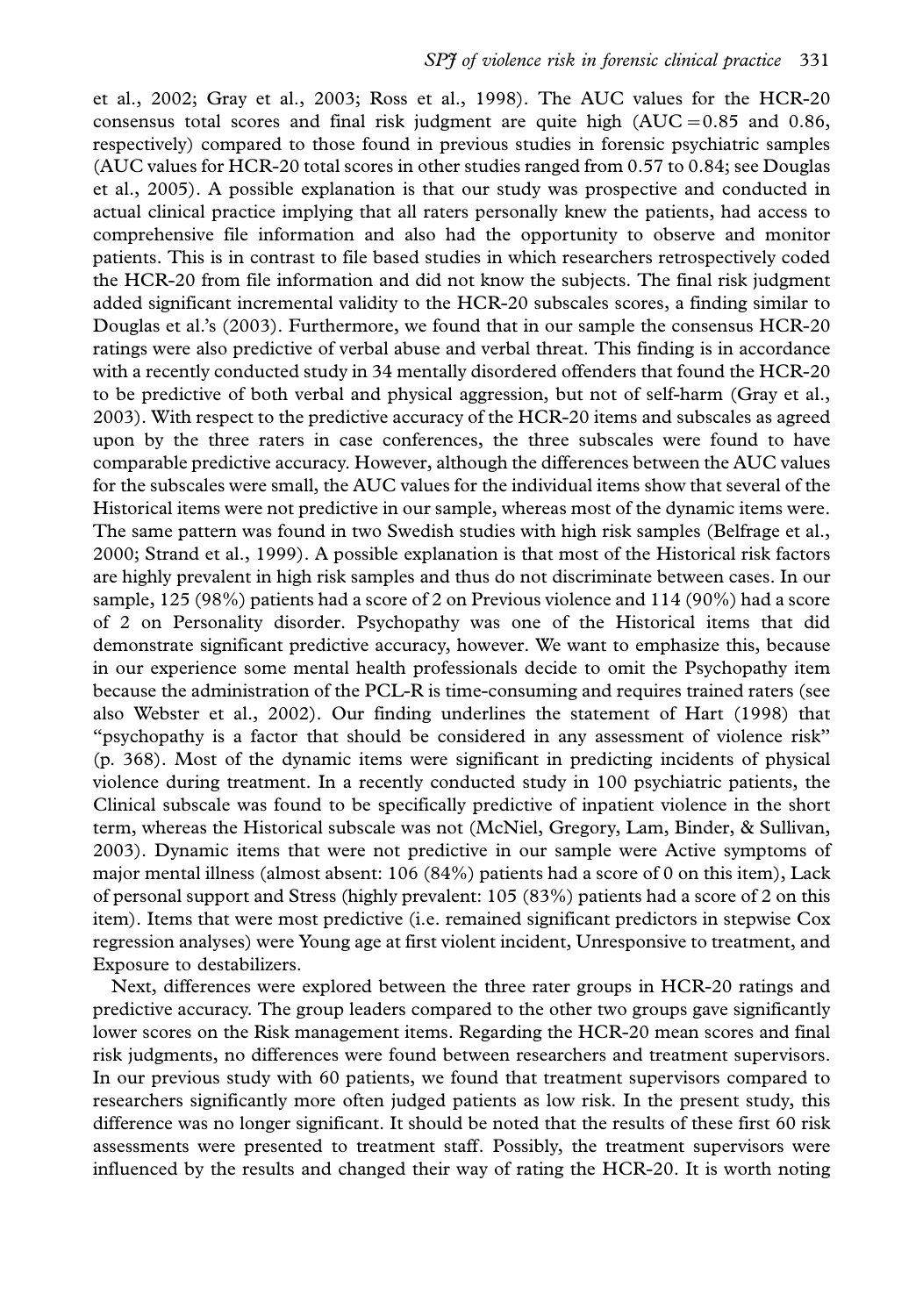et al., 2002; Gray et al., 2003; Ross et al., 1998). The AUC values for the HCR-20 consensus total scores and final risk judgment are quite high (AUC = 0.85 and 0.86, respectively) compared to those found in previous studies in forensic psychiatric samples (AUC values for HCR-20 total scores in other studies ranged from 0.57 to 0.84; see Douglas et al., 2005). A possible explanation is that our study was prospective and conducted in actual clinical practice implying that all raters personally knew the patients, had access to comprehensive file information and also had the opportunity to observe and monitor patients. This is in contrast to file based studies in which researchers retrospectively coded the HCR-20 from file information and did not know the subjects. The final risk judgment added significant incremental validity to the HCR-20 subscales scores, a finding similar to Douglas et al.'s (2003). Furthermore, we found that in our sample the consensus HCR-20 ratings were also predictive of verbal abuse and verbal threat. This finding is in accordance with a recently conducted study in 34 mentally disordered offenders that found the HCR-20 to be predictive of both verbal and physical aggression, but not of self-harm (Gray et al., 2003). With respect to the predictive accuracy of the HCR-20 items and subscales as agreed upon by the three raters in case conferences, the three subscales were found to have comparable predictive accuracy. However, although the differences between the AUC values for the subscales were small, the AUC values for the individual items show that several of the Historical items were not predictive in our sample, whereas most of the dynamic items were. The same pattern was found in two Swedish studies with high risk samples (Belfrage et al., 2000; Strand et al., 1999). A possible explanation is that most of the Historical risk factors are highly prevalent in high risk samples and thus do not discriminate between cases. In our sample, 125 (98%) patients had a score of 2 on Previous violence and 114 (90%) had a score of 2 on Personality disorder. Psychopathy was one of the Historical items that did demonstrate significant predictive accuracy, however. We want to emphasize this, because in our experience some mental health professionals decide to omit the Psychopathy item because the administration of the PCL-R is time-consuming and requires trained raters (see also Webster et al., 2002). Our finding underlines the statement of Hart (1998) that "psychopathy is a factor that should be considered in any assessment of violence risk" (p. 368). Most of the dynamic items were significant in predicting incidents of physical violence during treatment. In a recently conducted study in 100 psychiatric patients, the Clinical subscale was found to be specifically predictive of inpatient violence in the short term, whereas the Historical subscale was not (McNiel, Gregory, Lam, Binder, & Sullivan, 2003). Dynamic items that were not predictive in our sample were Active symptoms of major mental illness (almost absent: 106 (84%) patients had a score of 0 on this item), Lack of personal support and Stress (highly prevalent: 105 (83%) patients had a score of 2 on this item). Items that were most predictive (i.e. remained significant predictors in stepwise Cox regression analyses) were Young age at first violent incident, Unresponsive to treatment, and Exposure to destabilizers.

Next, differences were explored between the three rater groups in HCR-20 ratings and predictive accuracy. The group leaders compared to the other two groups gave significantly lower scores on the Risk management items. Regarding the HCR-20 mean scores and final risk judgments, no differences were found between researchers and treatment supervisors. In our previous study with 60 patients, we found that treatment supervisors compared to researchers significantly more often judged patients as low risk. In the present study, this difference was no longer significant. It should be noted that the results of these first 60 risk assessments were presented to treatment staff. Possibly, the treatment supervisors were influenced by the results and changed their way of rating the HCR-20. It is worth noting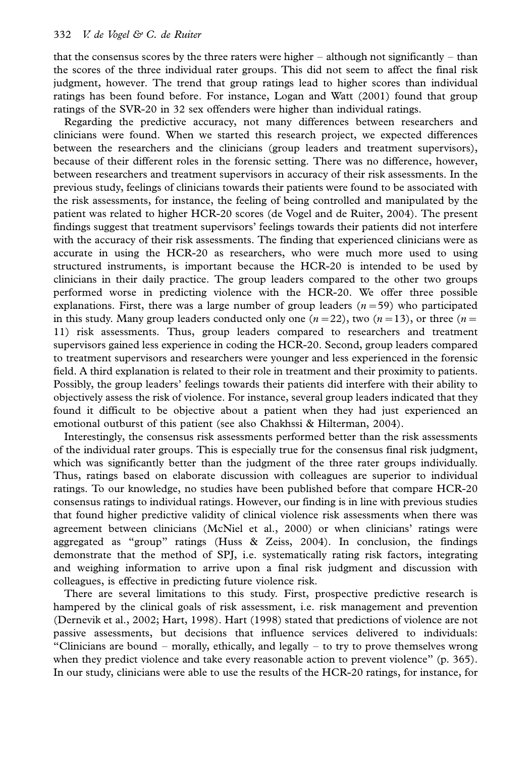that the consensus scores by the three raters were higher – although not significantly – than the scores of the three individual rater groups. This did not seem to affect the final risk judgment, however. The trend that group ratings lead to higher scores than individual ratings has been found before. For instance, Logan and Watt (2001) found that group ratings of the SVR-20 in 32 sex offenders were higher than individual ratings.

Regarding the predictive accuracy, not many differences between researchers and clinicians were found. When we started this research project, we expected differences between the researchers and the clinicians (group leaders and treatment supervisors), because of their different roles in the forensic setting. There was no difference, however, between researchers and treatment supervisors in accuracy of their risk assessments. In the previous study, feelings of clinicians towards their patients were found to be associated with the risk assessments, for instance, the feeling of being controlled and manipulated by the patient was related to higher HCR-20 scores (de Vogel and de Ruiter, 2004). The present findings suggest that treatment supervisors' feelings towards their patients did not interfere with the accuracy of their risk assessments. The finding that experienced clinicians were as accurate in using the HCR-20 as researchers, who were much more used to using structured instruments, is important because the HCR-20 is intended to be used by clinicians in their daily practice. The group leaders compared to the other two groups performed worse in predicting violence with the HCR-20. We offer three possible explanations. First, there was a large number of group leaders ($n = 59$) who participated in this study. Many group leaders conducted only one ($n = 22$), two ($n = 13$), or three ($n = 11$) risk assessments. Thus, group leaders compared to researchers and treatment supervisors gained less experience in coding the HCR-20. Second, group leaders compared to treatment supervisors and researchers were younger and less experienced in the forensic field. A third explanation is related to their role in treatment and their proximity to patients. Possibly, the group leaders' feelings towards their patients did interfere with their ability to objectively assess the risk of violence. For instance, several group leaders indicated that they found it difficult to be objective about a patient when they had just experienced an emotional outburst of this patient (see also Chakhssi & Hilterman, 2004).

Interestingly, the consensus risk assessments performed better than the risk assessments of the individual rater groups. This is especially true for the consensus final risk judgment, which was significantly better than the judgment of the three rater groups individually. Thus, ratings based on elaborate discussion with colleagues are superior to individual ratings. To our knowledge, no studies have been published before that compare HCR-20 consensus ratings to individual ratings. However, our finding is in line with previous studies that found higher predictive validity of clinical violence risk assessments when there was agreement between clinicians (McNiel et al., 2000) or when clinicians' ratings were aggregated as "group" ratings (Huss & Zeiss, 2004). In conclusion, the findings demonstrate that the method of SPJ, i.e. systematically rating risk factors, integrating and weighing information to arrive upon a final risk judgment and discussion with colleagues, is effective in predicting future violence risk.

There are several limitations to this study. First, prospective predictive research is hampered by the clinical goals of risk assessment, i.e. risk management and prevention (Dernevik et al., 2002; Hart, 1998). Hart (1998) stated that predictions of violence are not passive assessments, but decisions that influence services delivered to individuals: "Clinicians are bound – morally, ethically, and legally – to try to prove themselves wrong when they predict violence and take every reasonable action to prevent violence" (p. 365). In our study, clinicians were able to use the results of the HCR-20 ratings, for instance, for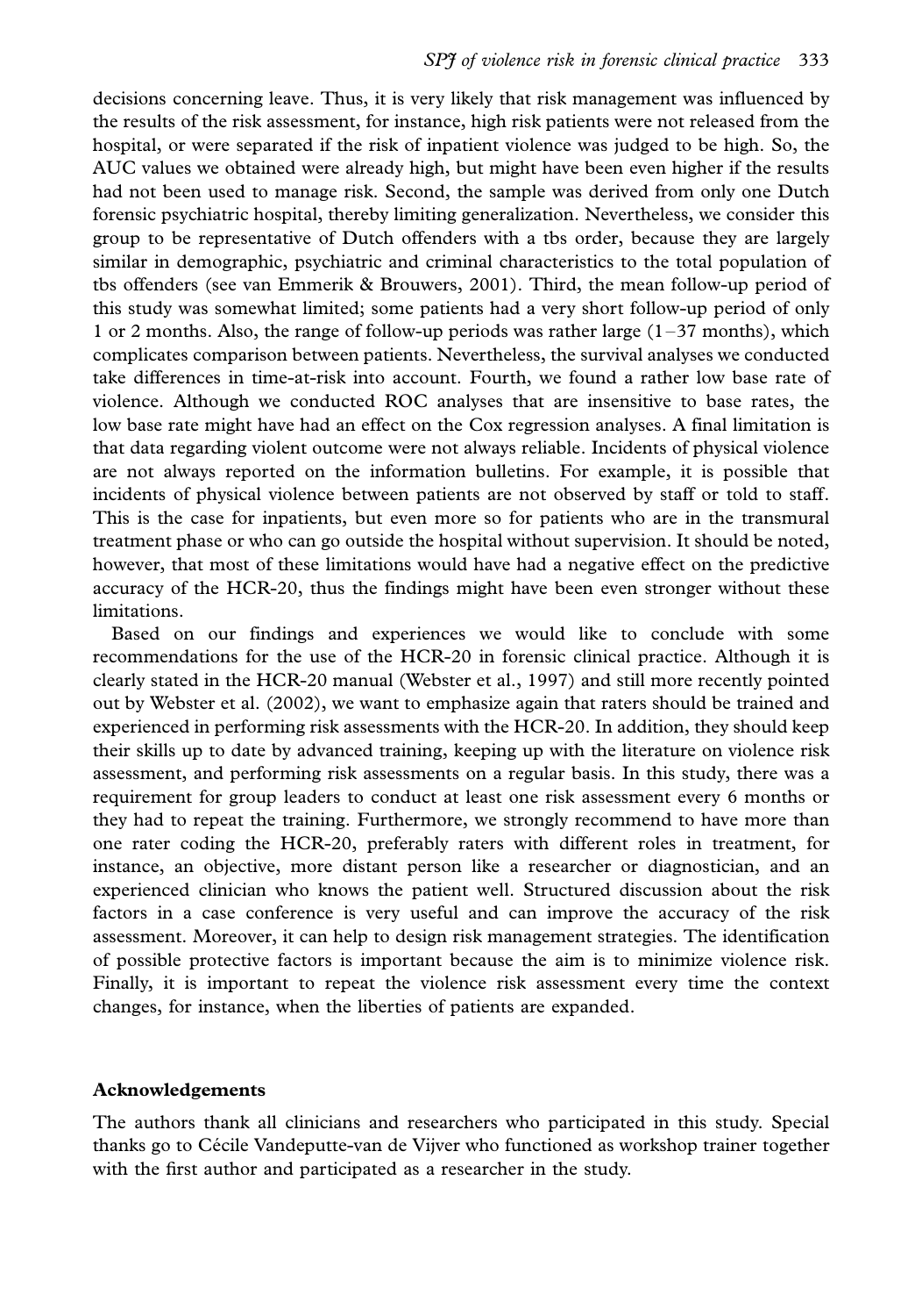decisions concerning leave. Thus, it is very likely that risk management was influenced by the results of the risk assessment, for instance, high risk patients were not released from the hospital, or were separated if the risk of inpatient violence was judged to be high. So, the AUC values we obtained were already high, but might have been even higher if the results had not been used to manage risk. Second, the sample was derived from only one Dutch forensic psychiatric hospital, thereby limiting generalization. Nevertheless, we consider this group to be representative of Dutch offenders with a tbs order, because they are largely similar in demographic, psychiatric and criminal characteristics to the total population of tbs offenders (see van Emmerik & Brouwers, 2001). Third, the mean follow-up period of this study was somewhat limited; some patients had a very short follow-up period of only 1 or 2 months. Also, the range of follow-up periods was rather large (1–37 months), which complicates comparison between patients. Nevertheless, the survival analyses we conducted take differences in time-at-risk into account. Fourth, we found a rather low base rate of violence. Although we conducted ROC analyses that are insensitive to base rates, the low base rate might have had an effect on the Cox regression analyses. A final limitation is that data regarding violent outcome were not always reliable. Incidents of physical violence are not always reported on the information bulletins. For example, it is possible that incidents of physical violence between patients are not observed by staff or told to staff. This is the case for inpatients, but even more so for patients who are in the transmural treatment phase or who can go outside the hospital without supervision. It should be noted, however, that most of these limitations would have had a negative effect on the predictive accuracy of the HCR-20, thus the findings might have been even stronger without these limitations.

Based on our findings and experiences we would like to conclude with some recommendations for the use of the HCR-20 in forensic clinical practice. Although it is clearly stated in the HCR-20 manual (Webster et al., 1997) and still more recently pointed out by Webster et al. (2002), we want to emphasize again that raters should be trained and experienced in performing risk assessments with the HCR-20. In addition, they should keep their skills up to date by advanced training, keeping up with the literature on violence risk assessment, and performing risk assessments on a regular basis. In this study, there was a requirement for group leaders to conduct at least one risk assessment every 6 months or they had to repeat the training. Furthermore, we strongly recommend to have more than one rater coding the HCR-20, preferably raters with different roles in treatment, for instance, an objective, more distant person like a researcher or diagnostician, and an experienced clinician who knows the patient well. Structured discussion about the risk factors in a case conference is very useful and can improve the accuracy of the risk assessment. Moreover, it can help to design risk management strategies. The identification of possible protective factors is important because the aim is to minimize violence risk. Finally, it is important to repeat the violence risk assessment every time the context changes, for instance, when the liberties of patients are expanded.

## Acknowledgements

The authors thank all clinicians and researchers who participated in this study. Special thanks go to Cécile Vandeputte-van de Vijver who functioned as workshop trainer together with the first author and participated as a researcher in the study.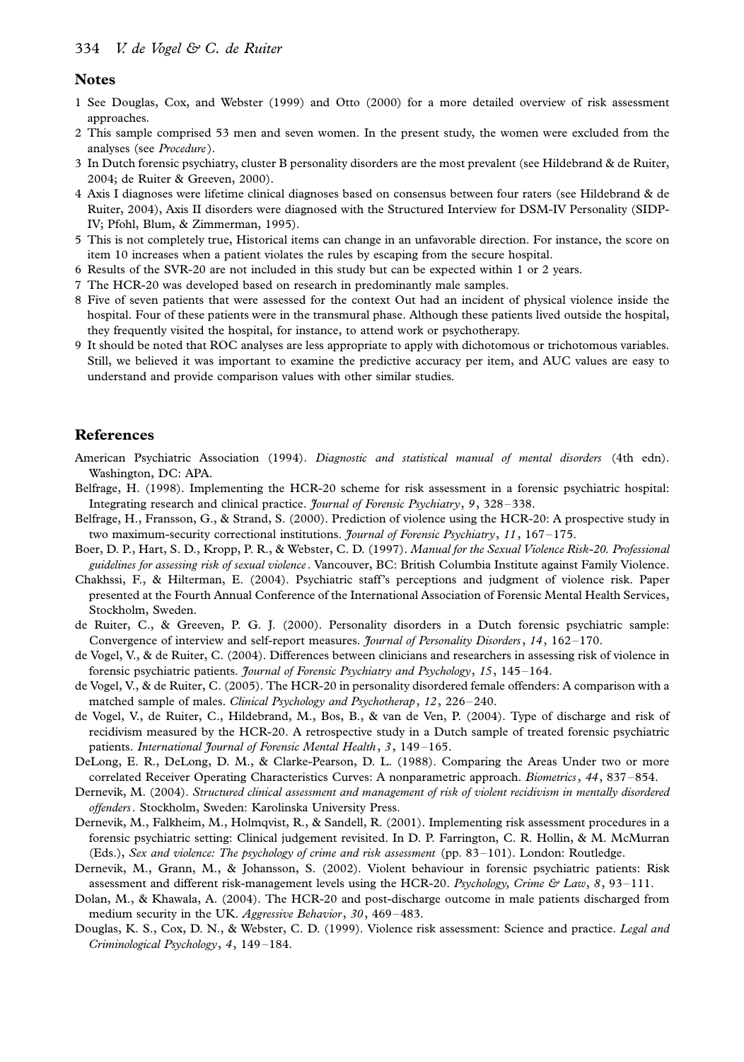## Notes

1 See Douglas, Cox, and Webster (1999) and Otto (2000) for a more detailed overview of risk assessment approaches.

2 This sample comprised 53 men and seven women. In the present study, the women were excluded from the analyses (see *Procedure*).

3 In Dutch forensic psychiatry, cluster B personality disorders are the most prevalent (see Hildebrand & de Ruiter, 2004; de Ruiter & Greeven, 2000).

4 Axis I diagnoses were lifetime clinical diagnoses based on consensus between four raters (see Hildebrand & de Ruiter, 2004), Axis II disorders were diagnosed with the Structured Interview for DSM-IV Personality (SIDP-IV; Pfohl, Blum, & Zimmerman, 1995).

5 This is not completely true, Historical items can change in an unfavorable direction. For instance, the score on item 10 increases when a patient violates the rules by escaping from the secure hospital.

6 Results of the SVR-20 are not included in this study but can be expected within 1 or 2 years.

7 The HCR-20 was developed based on research in predominantly male samples.

8 Five of seven patients that were assessed for the context Out had an incident of physical violence inside the hospital. Four of these patients were in the transmural phase. Although these patients lived outside the hospital, they frequently visited the hospital, for instance, to attend work or psychotherapy.

9 It should be noted that ROC analyses are less appropriate to apply with dichotomous or trichotomous variables. Still, we believed it was important to examine the predictive accuracy per item, and AUC values are easy to understand and provide comparison values with other similar studies.

## References

American Psychiatric Association (1994). *Diagnostic and statistical manual of mental disorders* (4th edn). Washington, DC: APA.

Belfrage, H. (1998). Implementing the HCR-20 scheme for risk assessment in a forensic psychiatric hospital: Integrating research and clinical practice. *Journal of Forensic Psychiatry*, *9*, 328–338.

Belfrage, H., Fransson, G., & Strand, S. (2000). Prediction of violence using the HCR-20: A prospective study in two maximum-security correctional institutions. *Journal of Forensic Psychiatry*, *11*, 167–175.

Boer, D. P., Hart, S. D., Kropp, P. R., & Webster, C. D. (1997). *Manual for the Sexual Violence Risk-20. Professional guidelines for assessing risk of sexual violence*. Vancouver, BC: British Columbia Institute against Family Violence.

Chakhssi, F., & Hilterman, E. (2004). Psychiatric staff's perceptions and judgment of violence risk. Paper presented at the Fourth Annual Conference of the International Association of Forensic Mental Health Services, Stockholm, Sweden.

de Ruiter, C., & Greeven, P. G. J. (2000). Personality disorders in a Dutch forensic psychiatric sample: Convergence of interview and self-report measures. *Journal of Personality Disorders*, *14*, 162–170.

de Vogel, V., & de Ruiter, C. (2004). Differences between clinicians and researchers in assessing risk of violence in forensic psychiatric patients. *Journal of Forensic Psychiatry and Psychology*, *15*, 145–164.

de Vogel, V., & de Ruiter, C. (2005). The HCR-20 in personality disordered female offenders: A comparison with a matched sample of males. *Clinical Psychology and Psychotherap*, *12*, 226–240.

de Vogel, V., de Ruiter, C., Hildebrand, M., Bos, B., & van de Ven, P. (2004). Type of discharge and risk of recidivism measured by the HCR-20. A retrospective study in a Dutch sample of treated forensic psychiatric patients. *International Journal of Forensic Mental Health*, *3*, 149–165.

DeLong, E. R., DeLong, D. M., & Clarke-Pearson, D. L. (1988). Comparing the Areas Under two or more correlated Receiver Operating Characteristics Curves: A nonparametric approach. *Biometrics*, *44*, 837–854.

Dernevik, M. (2004). *Structured clinical assessment and management of risk of violent recidivism in mentally disordered offenders*. Stockholm, Sweden: Karolinska University Press.

Dernevik, M., Falkheim, M., Holmqvist, R., & Sandell, R. (2001). Implementing risk assessment procedures in a forensic psychiatric setting: Clinical judgement revisited. In D. P. Farrington, C. R. Hollin, & M. McMurran (Eds.), *Sex and violence: The psychology of crime and risk assessment* (pp. 83–101). London: Routledge.

Dernevik, M., Grann, M., & Johansson, S. (2002). Violent behaviour in forensic psychiatric patients: Risk assessment and different risk-management levels using the HCR-20. *Psychology, Crime & Law*, *8*, 93–111.

Dolan, M., & Khawala, A. (2004). The HCR-20 and post-discharge outcome in male patients discharged from medium security in the UK. *Aggressive Behavior*, *30*, 469–483.

Douglas, K. S., Cox, D. N., & Webster, C. D. (1999). Violence risk assessment: Science and practice. *Legal and Criminological Psychology*, *4*, 149–184.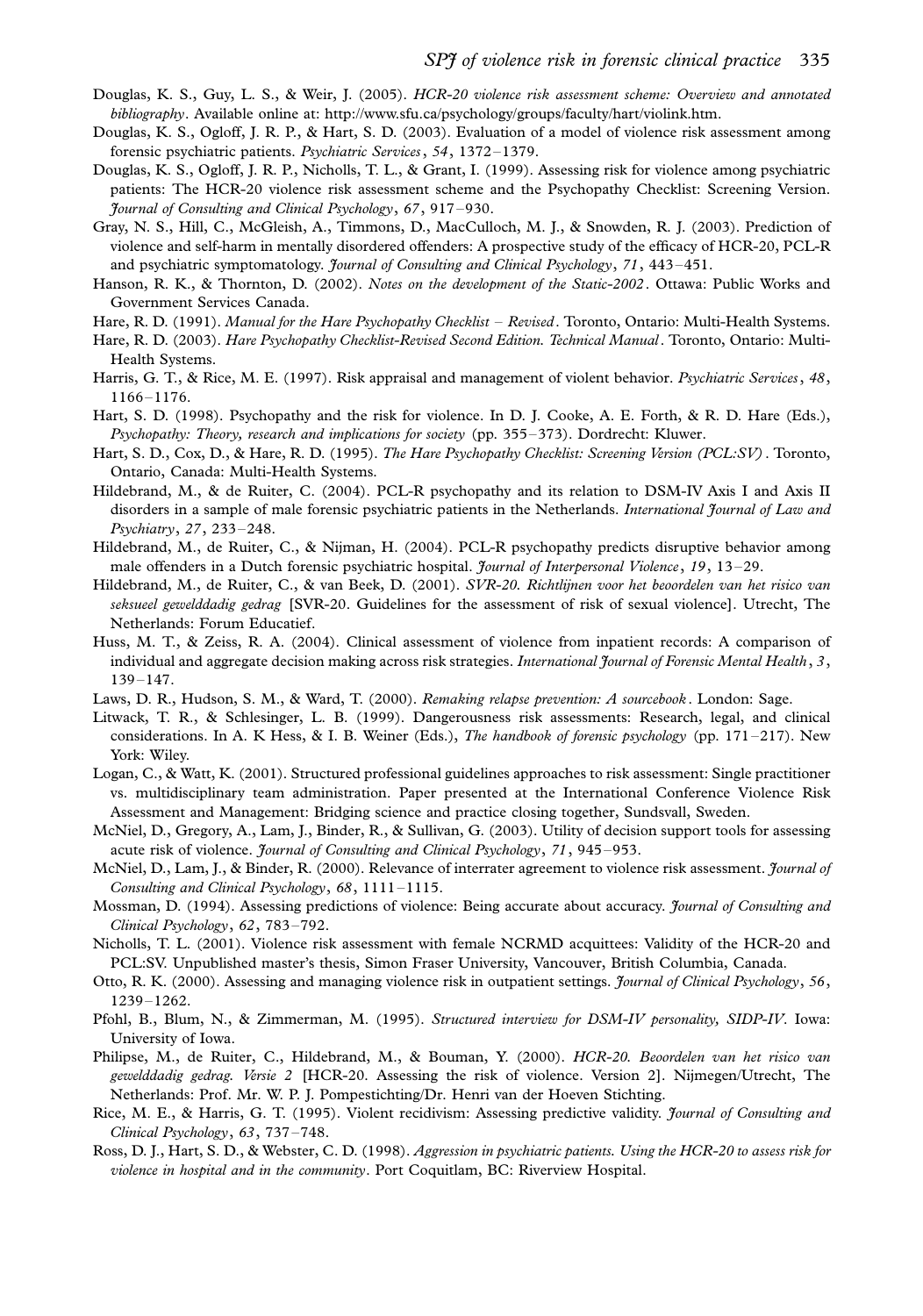Douglas, K. S., Guy, L. S., & Weir, J. (2005). *HCR-20 violence risk assessment scheme: Overview and annotated bibliography*. Available online at: http://www.sfu.ca/psychology/groups/faculty/hart/violink.htm.

Douglas, K. S., Ogloff, J. R. P., & Hart, S. D. (2003). Evaluation of a model of violence risk assessment among forensic psychiatric patients. *Psychiatric Services*, *54*, 1372–1379.

Douglas, K. S., Ogloff, J. R. P., Nicholls, T. L., & Grant, I. (1999). Assessing risk for violence among psychiatric patients: The HCR-20 violence risk assessment scheme and the Psychopathy Checklist: Screening Version. *Journal of Consulting and Clinical Psychology*, *67*, 917–930.

Gray, N. S., Hill, C., McGleish, A., Timmons, D., MacCulloch, M. J., & Snowden, R. J. (2003). Prediction of violence and self-harm in mentally disordered offenders: A prospective study of the efficacy of HCR-20, PCL-R and psychiatric symptomatology. *Journal of Consulting and Clinical Psychology*, *71*, 443–451.

Hanson, R. K., & Thornton, D. (2002). *Notes on the development of the Static-2002*. Ottawa: Public Works and Government Services Canada.

Hare, R. D. (1991). *Manual for the Hare Psychopathy Checklist – Revised*. Toronto, Ontario: Multi-Health Systems.

Hare, R. D. (2003). *Hare Psychopathy Checklist-Revised Second Edition. Technical Manual*. Toronto, Ontario: Multi-Health Systems.

Harris, G. T., & Rice, M. E. (1997). Risk appraisal and management of violent behavior. *Psychiatric Services*, *48*, 1166–1176.

Hart, S. D. (1998). Psychopathy and the risk for violence. In D. J. Cooke, A. E. Forth, & R. D. Hare (Eds.), *Psychopathy: Theory, research and implications for society* (pp. 355–373). Dordrecht: Kluwer.

Hart, S. D., Cox, D., & Hare, R. D. (1995). *The Hare Psychopathy Checklist: Screening Version (PCL:SV)*. Toronto, Ontario, Canada: Multi-Health Systems.

Hildebrand, M., & de Ruiter, C. (2004). PCL-R psychopathy and its relation to DSM-IV Axis I and Axis II disorders in a sample of male forensic psychiatric patients in the Netherlands. *International Journal of Law and Psychiatry*, *27*, 233–248.

Hildebrand, M., de Ruiter, C., & Nijman, H. (2004). PCL-R psychopathy predicts disruptive behavior among male offenders in a Dutch forensic psychiatric hospital. *Journal of Interpersonal Violence*, *19*, 13–29.

Hildebrand, M., de Ruiter, C., & van Beek, D. (2001). *SVR-20. Richtlijnen voor het beoordelen van het risico van seksueel gewelddadig gedrag* [SVR-20. Guidelines for the assessment of risk of sexual violence]. Utrecht, The Netherlands: Forum Educatief.

Huss, M. T., & Zeiss, R. A. (2004). Clinical assessment of violence from inpatient records: A comparison of individual and aggregate decision making across risk strategies. *International Journal of Forensic Mental Health*, *3*, 139–147.

Laws, D. R., Hudson, S. M., & Ward, T. (2000). *Remaking relapse prevention: A sourcebook*. London: Sage.

Litwack, T. R., & Schlesinger, L. B. (1999). Dangerousness risk assessments: Research, legal, and clinical considerations. In A. K Hess, & I. B. Weiner (Eds.), *The handbook of forensic psychology* (pp. 171–217). New York: Wiley.

Logan, C., & Watt, K. (2001). Structured professional guidelines approaches to risk assessment: Single practitioner vs. multidisciplinary team administration. Paper presented at the International Conference Violence Risk Assessment and Management: Bridging science and practice closing together, Sundsvall, Sweden.

McNiel, D., Gregory, A., Lam, J., Binder, R., & Sullivan, G. (2003). Utility of decision support tools for assessing acute risk of violence. *Journal of Consulting and Clinical Psychology*, *71*, 945–953.

McNiel, D., Lam, J., & Binder, R. (2000). Relevance of interrater agreement to violence risk assessment. *Journal of Consulting and Clinical Psychology*, *68*, 1111–1115.

Mossman, D. (1994). Assessing predictions of violence: Being accurate about accuracy. *Journal of Consulting and Clinical Psychology*, *62*, 783–792.

Nicholls, T. L. (2001). Violence risk assessment with female NCRMD acquittees: Validity of the HCR-20 and PCL:SV. Unpublished master's thesis, Simon Fraser University, Vancouver, British Columbia, Canada.

Otto, R. K. (2000). Assessing and managing violence risk in outpatient settings. *Journal of Clinical Psychology*, *56*, 1239–1262.

Pfohl, B., Blum, N., & Zimmerman, M. (1995). *Structured interview for DSM-IV personality, SIDP-IV*. Iowa: University of Iowa.

Philipse, M., de Ruiter, C., Hildebrand, M., & Bouman, Y. (2000). *HCR-20. Beoordelen van het risico van gewelddadig gedrag. Versie 2* [HCR-20. Assessing the risk of violence. Version 2]. Nijmegen/Utrecht, The Netherlands: Prof. Mr. W. P. J. Pompestichting/Dr. Henri van der Hoeven Stichting.

Rice, M. E., & Harris, G. T. (1995). Violent recidivism: Assessing predictive validity. *Journal of Consulting and Clinical Psychology*, *63*, 737–748.

Ross, D. J., Hart, S. D., & Webster, C. D. (1998). *Aggression in psychiatric patients. Using the HCR-20 to assess risk for violence in hospital and in the community*. Port Coquitlam, BC: Riverview Hospital.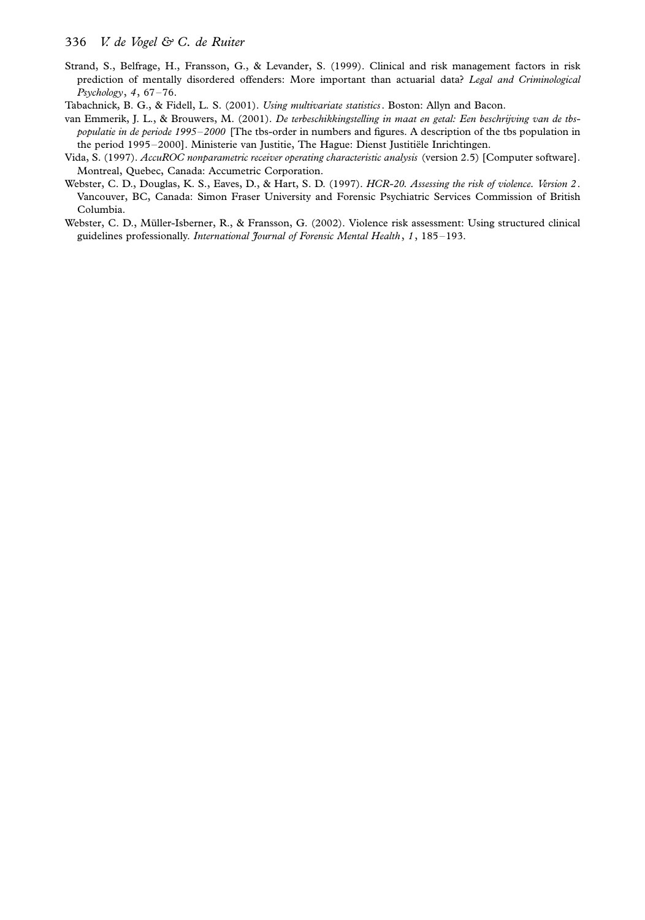Strand, S., Belfrage, H., Fransson, G., & Levander, S. (1999). Clinical and risk management factors in risk prediction of mentally disordered offenders: More important than actuarial data? *Legal and Criminological Psychology*, *4*, 67–76.

Tabachnick, B. G., & Fidell, L. S. (2001). *Using multivariate statistics*. Boston: Allyn and Bacon.

van Emmerik, J. L., & Brouwers, M. (2001). *De terbeschikkingstelling in maat en getal: Een beschrijving van de tbs-populatie in de periode 1995–2000* [The tbs-order in numbers and figures. A description of the tbs population in the period 1995–2000]. Ministerie van Justitie, The Hague: Dienst Justitiële Inrichtingen.

Vida, S. (1997). *AccuROC nonparametric receiver operating characteristic analysis* (version 2.5) [Computer software]. Montreal, Quebec, Canada: Accumetric Corporation.

Webster, C. D., Douglas, K. S., Eaves, D., & Hart, S. D. (1997). *HCR-20. Assessing the risk of violence. Version 2*. Vancouver, BC, Canada: Simon Fraser University and Forensic Psychiatric Services Commission of British Columbia.

Webster, C. D., Müller-Isberner, R., & Fransson, G. (2002). Violence risk assessment: Using structured clinical guidelines professionally. *International Journal of Forensic Mental Health*, *1*, 185–193.